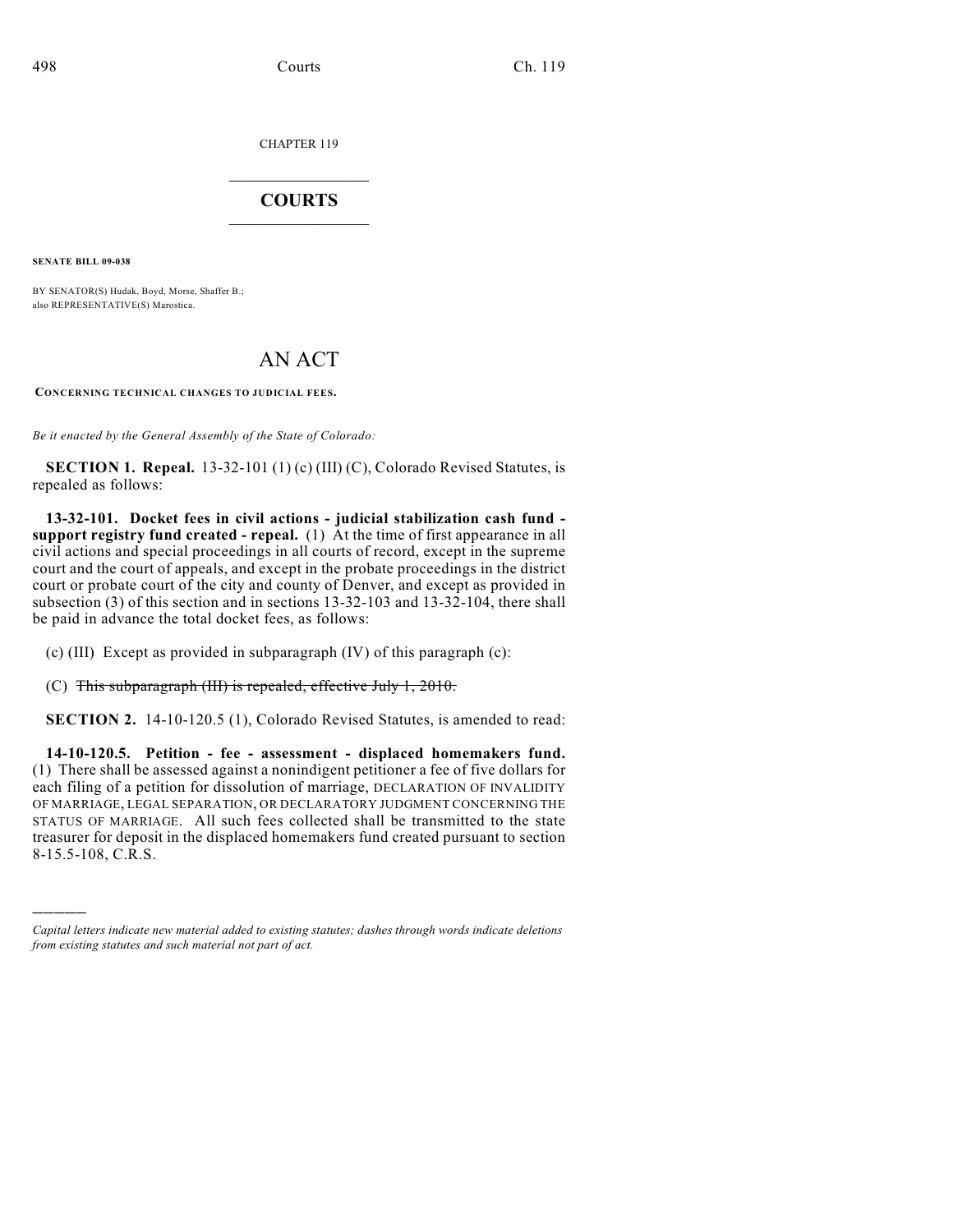CHAPTER 119

# COURTS

**SENATE BILL 09-038**

BY SENATOR(S) Hudak, Boyd, Morse, Shaffer B.;
also REPRESENTATIVE(S) Marostica.

# AN ACT

**CONCERNING TECHNICAL CHANGES TO JUDICIAL FEES.**

*Be it enacted by the General Assembly of the State of Colorado:*

**SECTION 1. Repeal.** 13-32-101 (1) (c) (III) (C), Colorado Revised Statutes, is repealed as follows:

**13-32-101. Docket fees in civil actions - judicial stabilization cash fund - support registry fund created - repeal.** (1) At the time of first appearance in all civil actions and special proceedings in all courts of record, except in the supreme court and the court of appeals, and except in the probate proceedings in the district court or probate court of the city and county of Denver, and except as provided in subsection (3) of this section and in sections 13-32-103 and 13-32-104, there shall be paid in advance the total docket fees, as follows:

(c) (III) Except as provided in subparagraph (IV) of this paragraph (c):

(C) ~~This subparagraph (III) is repealed, effective July 1, 2010.~~

**SECTION 2.** 14-10-120.5 (1), Colorado Revised Statutes, is amended to read:

**14-10-120.5. Petition - fee - assessment - displaced homemakers fund.** (1) There shall be assessed against a nonindigent petitioner a fee of five dollars for each filing of a petition for dissolution of marriage, DECLARATION OF INVALIDITY OF MARRIAGE, LEGAL SEPARATION, OR DECLARATORY JUDGMENT CONCERNING THE STATUS OF MARRIAGE. All such fees collected shall be transmitted to the state treasurer for deposit in the displaced homemakers fund created pursuant to section 8-15.5-108, C.R.S.

---

*Capital letters indicate new material added to existing statutes; dashes through words indicate deletions from existing statutes and such material not part of act.*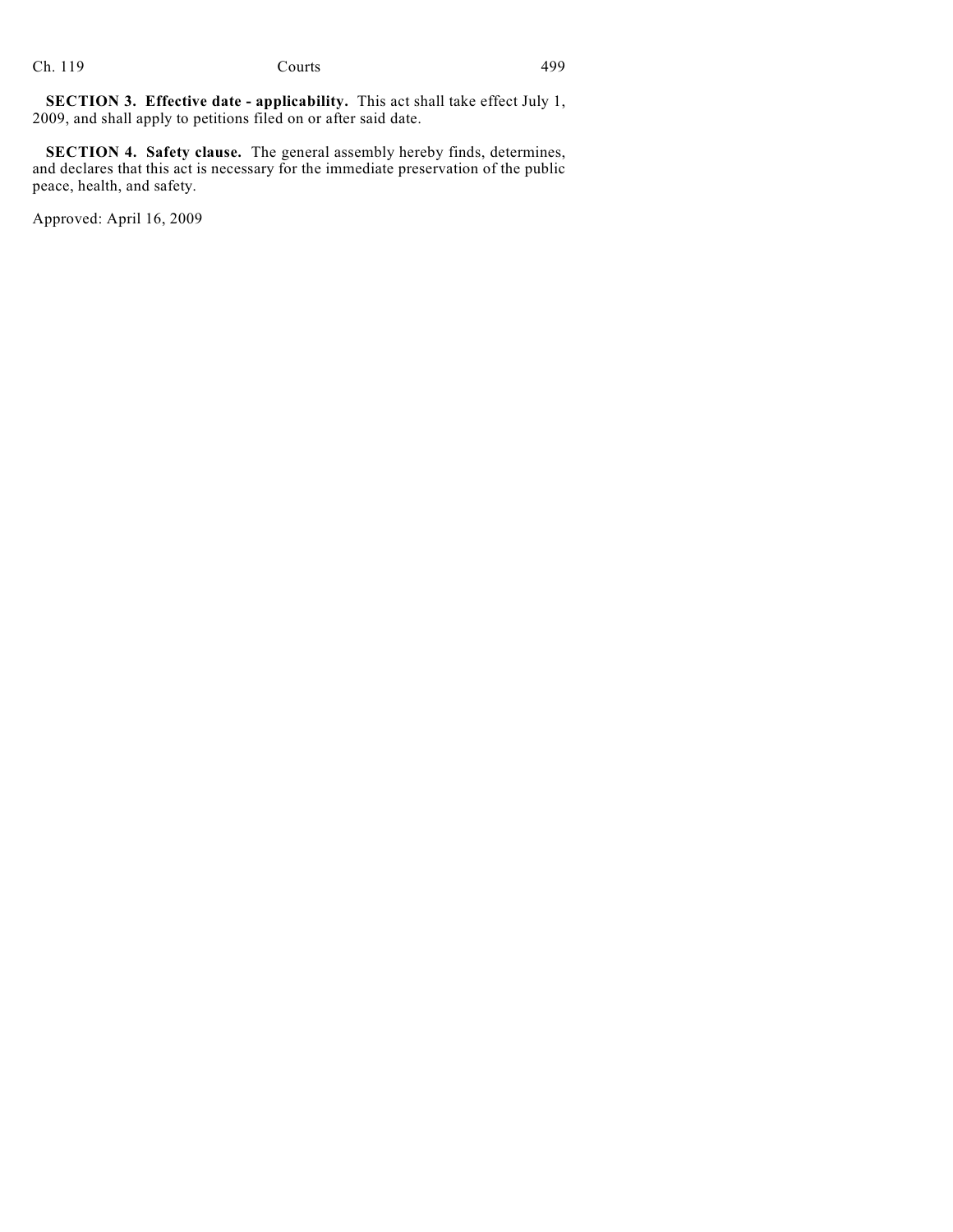**SECTION 3. Effective date - applicability.** This act shall take effect July 1, 2009, and shall apply to petitions filed on or after said date.

**SECTION 4. Safety clause.** The general assembly hereby finds, determines, and declares that this act is necessary for the immediate preservation of the public peace, health, and safety.

Approved: April 16, 2009